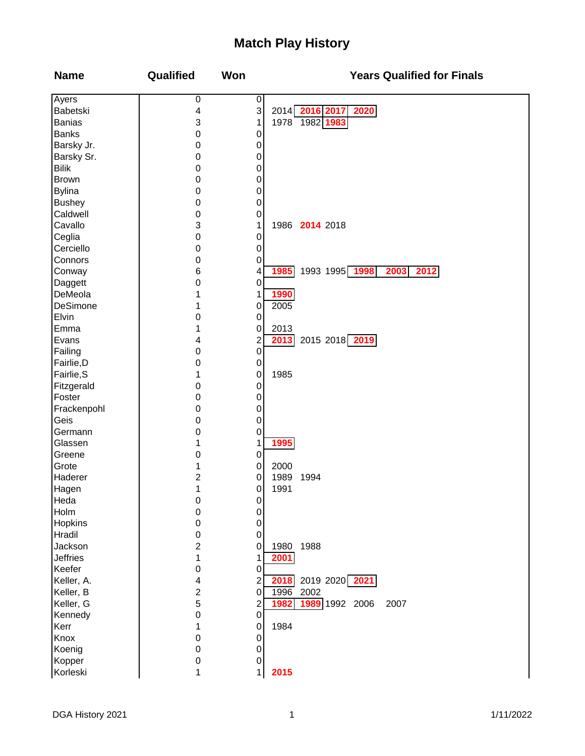# Match Play History

| Name | Qualified | Won | Years Qualified for Finals |
|---|---|---|---|
| Ayers | 0 | 0 | |
| Babetski | 4 | 3 | 2014 **2016** **2017** **2020** |
| Banias | 3 | 1 | 1978 1982 **1983** |
| Banks | 0 | 0 | |
| Barsky Jr. | 0 | 0 | |
| Barsky Sr. | 0 | 0 | |
| Bilik | 0 | 0 | |
| Brown | 0 | 0 | |
| Bylina | 0 | 0 | |
| Bushey | 0 | 0 | |
| Caldwell | 0 | 0 | |
| Cavallo | 3 | 1 | 1986 **2014** 2018 |
| Ceglia | 0 | 0 | |
| Cerciello | 0 | 0 | |
| Connors | 0 | 0 | |
| Conway | 6 | 4 | **1985** 1993 1995 **1998** **2003** **2012** |
| Daggett | 0 | 0 | |
| DeMeola | 1 | 1 | **1990** |
| DeSimone | 1 | 0 | 2005 |
| Elvin | 0 | 0 | |
| Emma | 1 | 0 | 2013 |
| Evans | 4 | 2 | **2013** 2015 2018 **2019** |
| Failing | 0 | 0 | |
| Fairlie,D | 0 | 0 | |
| Fairlie,S | 1 | 0 | 1985 |
| Fitzgerald | 0 | 0 | |
| Foster | 0 | 0 | |
| Frackenpohl | 0 | 0 | |
| Geis | 0 | 0 | |
| Germann | 0 | 0 | |
| Glassen | 1 | 1 | **1995** |
| Greene | 0 | 0 | |
| Grote | 1 | 0 | 2000 |
| Haderer | 2 | 0 | 1989 1994 |
| Hagen | 1 | 0 | 1991 |
| Heda | 0 | 0 | |
| Holm | 0 | 0 | |
| Hopkins | 0 | 0 | |
| Hradil | 0 | 0 | |
| Jackson | 2 | 0 | 1980 1988 |
| Jeffries | 1 | 1 | **2001** |
| Keefer | 0 | 0 | |
| Keller, A. | 4 | 2 | **2018** 2019 2020 **2021** |
| Keller, B | 2 | 0 | 1996 2002 |
| Keller, G | 5 | 2 | **1982** **1989** 1992 2006 2007 |
| Kennedy | 0 | 0 | |
| Kerr | 1 | 0 | 1984 |
| Knox | 0 | 0 | |
| Koenig | 0 | 0 | |
| Kopper | 0 | 0 | |
| Korleski | 1 | 1 | **2015** |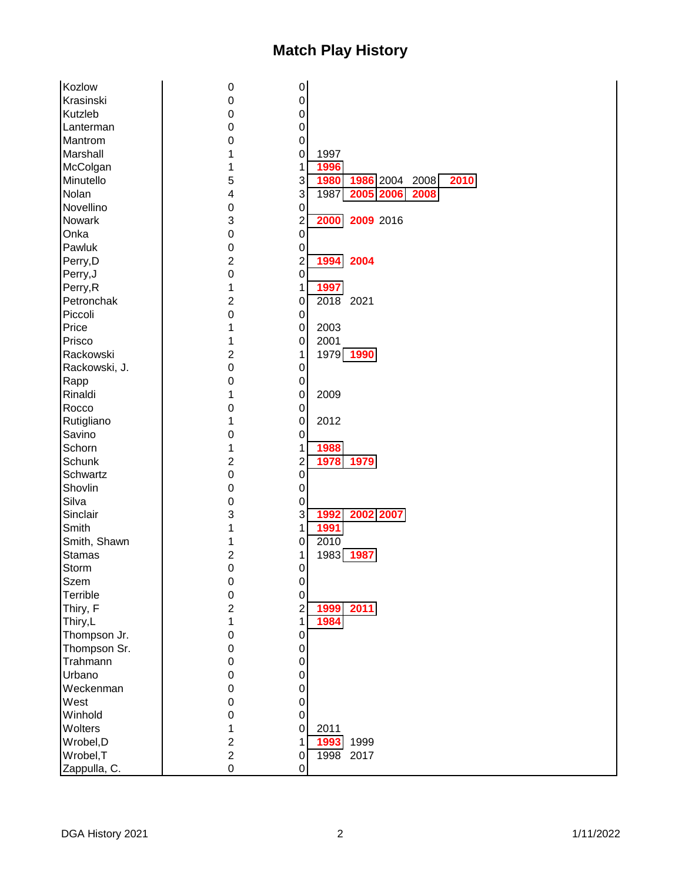# Match Play History

| | | | |
|---|---|---|---|
| Kozlow | 0 | 0 | |
| Krasinski | 0 | 0 | |
| Kutzleb | 0 | 0 | |
| Lanterman | 0 | 0 | |
| Mantrom | 0 | 0 | |
| Marshall | 1 | 0 | 1997 |
| McColgan | 1 | 1 | **1996** |
| Minutello | 5 | 3 | **1980** **1986** 2004 2008 **2010** |
| Nolan | 4 | 3 | 1987 **2005** **2006** **2008** |
| Novellino | 0 | 0 | |
| Nowark | 3 | 2 | **2000** **2009** 2016 |
| Onka | 0 | 0 | |
| Pawluk | 0 | 0 | |
| Perry,D | 2 | 2 | **1994** **2004** |
| Perry,J | 0 | 0 | |
| Perry,R | 1 | 1 | **1997** |
| Petronchak | 2 | 0 | 2018 2021 |
| Piccoli | 0 | 0 | |
| Price | 1 | 0 | 2003 |
| Prisco | 1 | 0 | 2001 |
| Rackowski | 2 | 1 | 1979 **1990** |
| Rackowski, J. | 0 | 0 | |
| Rapp | 0 | 0 | |
| Rinaldi | 1 | 0 | 2009 |
| Rocco | 0 | 0 | |
| Rutigliano | 1 | 0 | 2012 |
| Savino | 0 | 0 | |
| Schorn | 1 | 1 | **1988** |
| Schunk | 2 | 2 | **1978** **1979** |
| Schwartz | 0 | 0 | |
| Shovlin | 0 | 0 | |
| Silva | 0 | 0 | |
| Sinclair | 3 | 3 | **1992** **2002** **2007** |
| Smith | 1 | 1 | **1991** |
| Smith, Shawn | 1 | 0 | 2010 |
| Stamas | 2 | 1 | 1983 **1987** |
| Storm | 0 | 0 | |
| Szem | 0 | 0 | |
| Terrible | 0 | 0 | |
| Thiry, F | 2 | 2 | **1999** **2011** |
| Thiry,L | 1 | 1 | **1984** |
| Thompson Jr. | 0 | 0 | |
| Thompson Sr. | 0 | 0 | |
| Trahmann | 0 | 0 | |
| Urbano | 0 | 0 | |
| Weckenman | 0 | 0 | |
| West | 0 | 0 | |
| Winhold | 0 | 0 | |
| Wolters | 1 | 0 | 2011 |
| Wrobel,D | 2 | 1 | **1993** 1999 |
| Wrobel,T | 2 | 0 | 1998 2017 |
| Zappulla, C. | 0 | 0 | |

DGA History 2021 1/11/2022